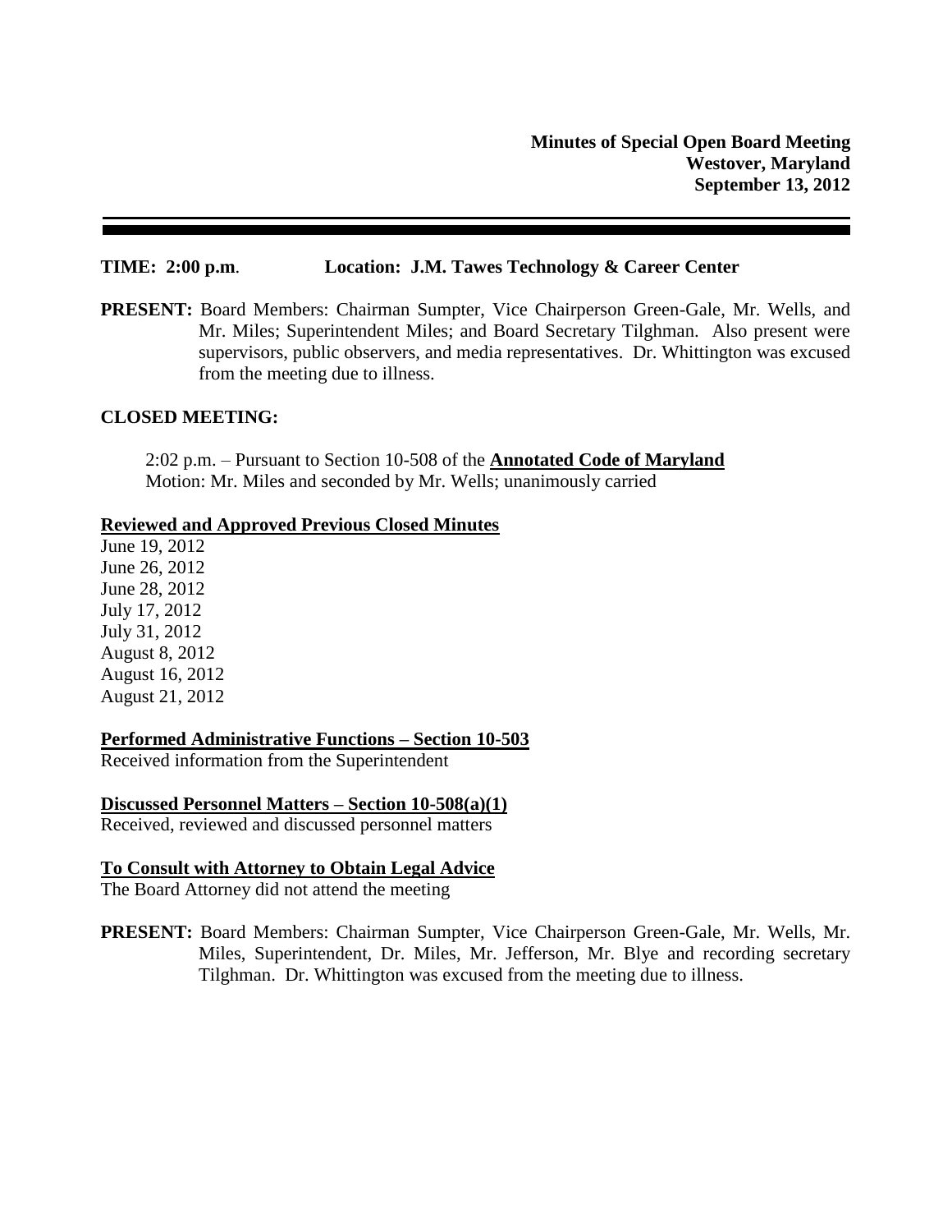**Minutes of Special Open Board Meeting**
**Westover, Maryland**
**September 13, 2012**

---

**TIME: 2:00 p.m.** **Location: J.M. Tawes Technology & Career Center**

**PRESENT:** Board Members: Chairman Sumpter, Vice Chairperson Green-Gale, Mr. Wells, and Mr. Miles; Superintendent Miles; and Board Secretary Tilghman. Also present were supervisors, public observers, and media representatives. Dr. Whittington was excused from the meeting due to illness.

**CLOSED MEETING:**

2:02 p.m. – Pursuant to Section 10-508 of the **Annotated Code of Maryland**
Motion: Mr. Miles and seconded by Mr. Wells; unanimously carried

**Reviewed and Approved Previous Closed Minutes**

June 19, 2012
June 26, 2012
June 28, 2012
July 17, 2012
July 31, 2012
August 8, 2012
August 16, 2012
August 21, 2012

**Performed Administrative Functions – Section 10-503**

Received information from the Superintendent

**Discussed Personnel Matters – Section 10-508(a)(1)**

Received, reviewed and discussed personnel matters

**To Consult with Attorney to Obtain Legal Advice**

The Board Attorney did not attend the meeting

**PRESENT:** Board Members: Chairman Sumpter, Vice Chairperson Green-Gale, Mr. Wells, Mr. Miles, Superintendent, Dr. Miles, Mr. Jefferson, Mr. Blye and recording secretary Tilghman. Dr. Whittington was excused from the meeting due to illness.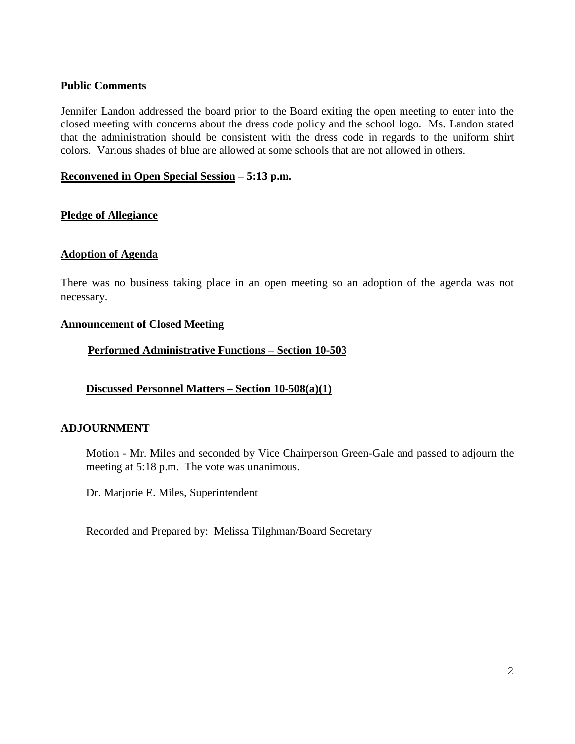**Public Comments**

Jennifer Landon addressed the board prior to the Board exiting the open meeting to enter into the closed meeting with concerns about the dress code policy and the school logo. Ms. Landon stated that the administration should be consistent with the dress code in regards to the uniform shirt colors. Various shades of blue are allowed at some schools that are not allowed in others.

**Reconvened in Open Special Session – 5:13 p.m.**

**Pledge of Allegiance**

**Adoption of Agenda**

There was no business taking place in an open meeting so an adoption of the agenda was not necessary.

**Announcement of Closed Meeting**

**Performed Administrative Functions – Section 10-503**

**Discussed Personnel Matters – Section 10-508(a)(1)**

**ADJOURNMENT**

Motion - Mr. Miles and seconded by Vice Chairperson Green-Gale and passed to adjourn the meeting at 5:18 p.m. The vote was unanimous.

Dr. Marjorie E. Miles, Superintendent

Recorded and Prepared by: Melissa Tilghman/Board Secretary